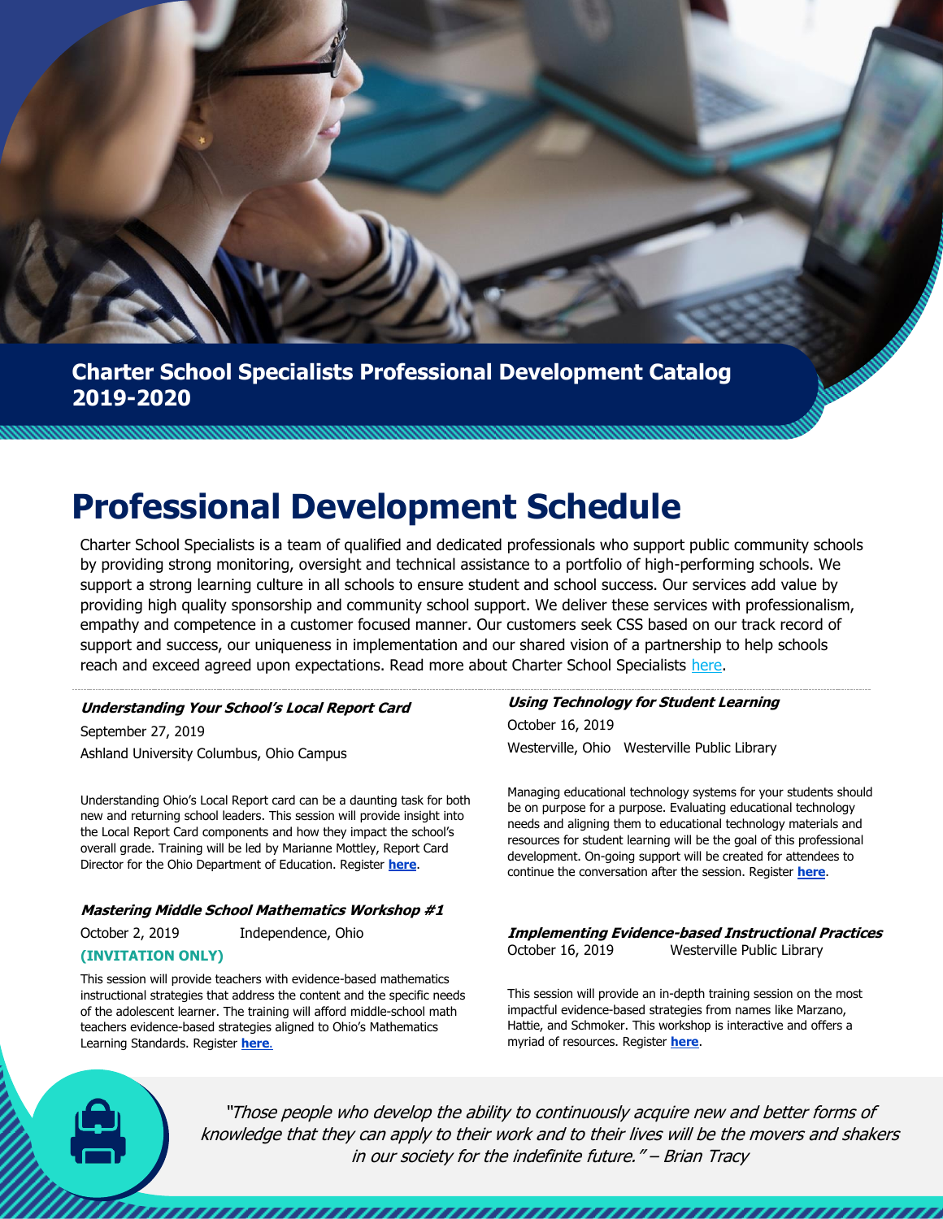**Charter School Specialists Professional Development Catalog 2019-2020**

# Professional Development Schedule

Charter School Specialists is a team of qualified and dedicated professionals who support public community schools by providing strong monitoring, oversight and technical assistance to a portfolio of high-performing schools. We support a strong learning culture in all schools to ensure student and school success. Our services add value by providing high quality sponsorship and community school support. We deliver these services with professionalism, empathy and competence in a customer focused manner. Our customers seek CSS based on our track record of support and success, our uniqueness in implementation and our shared vision of a partnership to help schools reach and exceed agreed upon expectations. Read more about Charter School Specialists here.

---

### *Understanding Your School's Local Report Card*

September 27, 2019

Ashland University Columbus, Ohio Campus

Understanding Ohio's Local Report card can be a daunting task for both new and returning school leaders. This session will provide insight into the Local Report Card components and how they impact the school's overall grade. Training will be led by Marianne Mottley, Report Card Director for the Ohio Department of Education. Register **here**.

### *Mastering Middle School Mathematics Workshop #1*

October 2, 2019 Independence, Ohio

**(INVITATION ONLY)**

This session will provide teachers with evidence-based mathematics instructional strategies that address the content and the specific needs of the adolescent learner. The training will afford middle-school math teachers evidence-based strategies aligned to Ohio's Mathematics Learning Standards. Register **here**.

### *Using Technology for Student Learning*

October 16, 2019

Westerville, Ohio Westerville Public Library

Managing educational technology systems for your students should be on purpose for a purpose. Evaluating educational technology needs and aligning them to educational technology materials and resources for student learning will be the goal of this professional development. On-going support will be created for attendees to continue the conversation after the session. Register **here**.

### *Implementing Evidence-based Instructional Practices*

October 16, 2019 Westerville Public Library

This session will provide an in-depth training session on the most impactful evidence-based strategies from names like Marzano, Hattie, and Schmoker. This workshop is interactive and offers a myriad of resources. Register **here**.

---

*"Those people who develop the ability to continuously acquire new and better forms of knowledge that they can apply to their work and to their lives will be the movers and shakers in our society for the indefinite future." – Brian Tracy*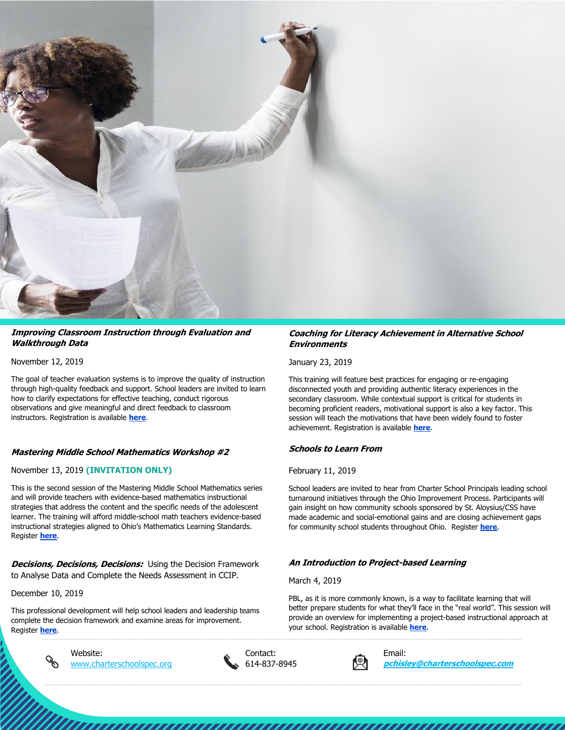### *Improving Classroom Instruction through Evaluation and Walkthrough Data*

November 12, 2019

The goal of teacher evaluation systems is to improve the quality of instruction through high-quality feedback and support. School leaders are invited to learn how to clarify expectations for effective teaching, conduct rigorous observations and give meaningful and direct feedback to classroom instructors. Registration is available **here**.

### *Mastering Middle School Mathematics Workshop #2*

November 13, 2019 **(INVITATION ONLY)**

This is the second session of the Mastering Middle School Mathematics series and will provide teachers with evidence-based mathematics instructional strategies that address the content and the specific needs of the adolescent learner. The training will afford middle-school math teachers evidence-based instructional strategies aligned to Ohio's Mathematics Learning Standards. Register **here**.

### *Decisions, Decisions, Decisions:* Using the Decision Framework to Analyse Data and Complete the Needs Assessment in CCIP.

December 10, 2019

This professional development will help school leaders and leadership teams complete the decision framework and examine areas for improvement. Register **here**.

### *Coaching for Literacy Achievement in Alternative School Environments*

January 23, 2019

This training will feature best practices for engaging or re-engaging disconnected youth and providing authentic literacy experiences in the secondary classroom. While contextual support is critical for students in becoming proficient readers, motivational support is also a key factor. This session will teach the motivations that have been widely found to foster achievement. Registration is available **here**.

### *Schools to Learn From*

February 11, 2019

School leaders are invited to hear from Charter School Principals leading school turnaround initiatives through the Ohio Improvement Process. Participants will gain insight on how community schools sponsored by St. Aloysius/CSS have made academic and social-emotional gains and are closing achievement gaps for community school students throughout Ohio. Register **here**.

### *An Introduction to Project-based Learning*

March 4, 2019

PBL, as it is more commonly known, is a way to facilitate learning that will better prepare students for what they'll face in the "real world". This session will provide an overview for implementing a project-based instructional approach at your school. Registration is available **here**.

---

Website: www.charterschoolspec.org

Contact: 614-837-8945

Email: ***pchisley@charterschoolspec.com***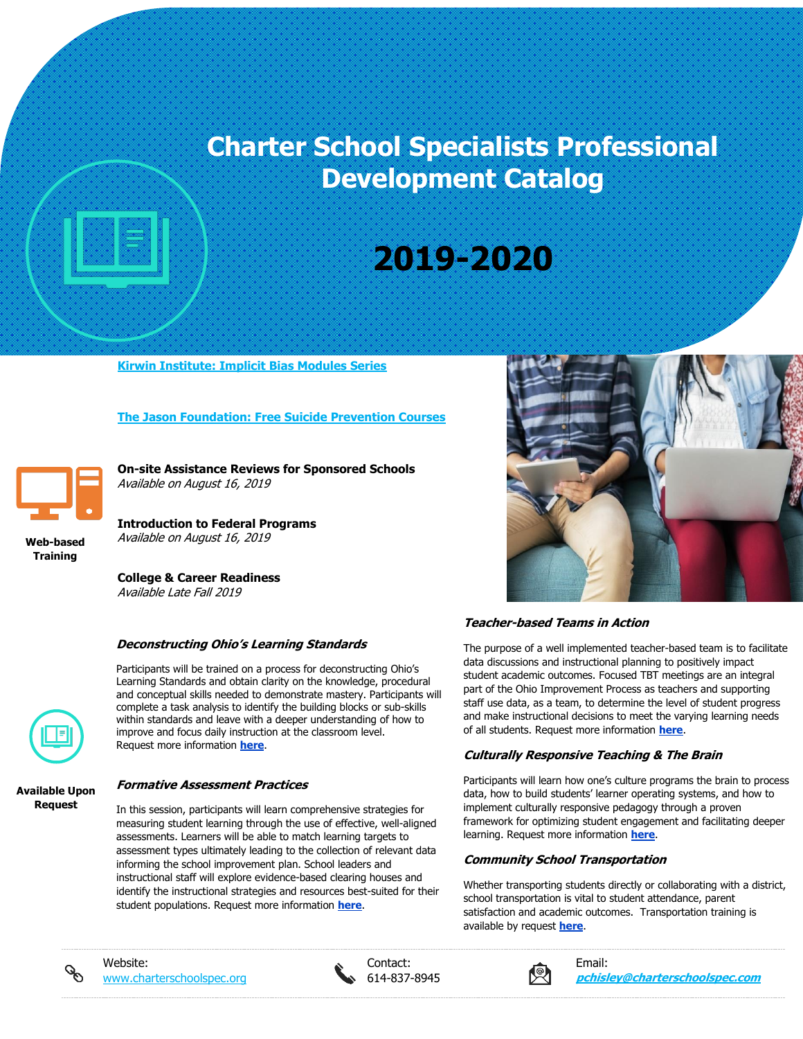# Charter School Specialists Professional Development Catalog

# 2019-2020

[Kirwin Institute: Implicit Bias Modules Series]

[The Jason Foundation: Free Suicide Prevention Courses]

**Web-based Training**

**On-site Assistance Reviews for Sponsored Schools**
*Available on August 16, 2019*

**Introduction to Federal Programs**
*Available on August 16, 2019*

**College & Career Readiness**
*Available Late Fall 2019*

**Available Upon Request**

### *Deconstructing Ohio's Learning Standards*

Participants will be trained on a process for deconstructing Ohio's Learning Standards and obtain clarity on the knowledge, procedural and conceptual skills needed to demonstrate mastery. Participants will complete a task analysis to identify the building blocks or sub-skills within standards and leave with a deeper understanding of how to improve and focus daily instruction at the classroom level. Request more information **here**.

### *Formative Assessment Practices*

In this session, participants will learn comprehensive strategies for measuring student learning through the use of effective, well-aligned assessments. Learners will be able to match learning targets to assessment types ultimately leading to the collection of relevant data informing the school improvement plan. School leaders and instructional staff will explore evidence-based clearing houses and identify the instructional strategies and resources best-suited for their student populations. Request more information **here**.

### *Teacher-based Teams in Action*

The purpose of a well implemented teacher-based team is to facilitate data discussions and instructional planning to positively impact student academic outcomes. Focused TBT meetings are an integral part of the Ohio Improvement Process as teachers and supporting staff use data, as a team, to determine the level of student progress and make instructional decisions to meet the varying learning needs of all students. Request more information **here**.

### *Culturally Responsive Teaching & The Brain*

Participants will learn how one's culture programs the brain to process data, how to build students' learner operating systems, and how to implement culturally responsive pedagogy through a proven framework for optimizing student engagement and facilitating deeper learning. Request more information **here**.

### *Community School Transportation*

Whether transporting students directly or collaborating with a district, school transportation is vital to student attendance, parent satisfaction and academic outcomes. Transportation training is available by request **here**.

Website: www.charterschoolspec.org

Contact: 614-837-8945

Email: *pchisley@charterschoolspec.com*